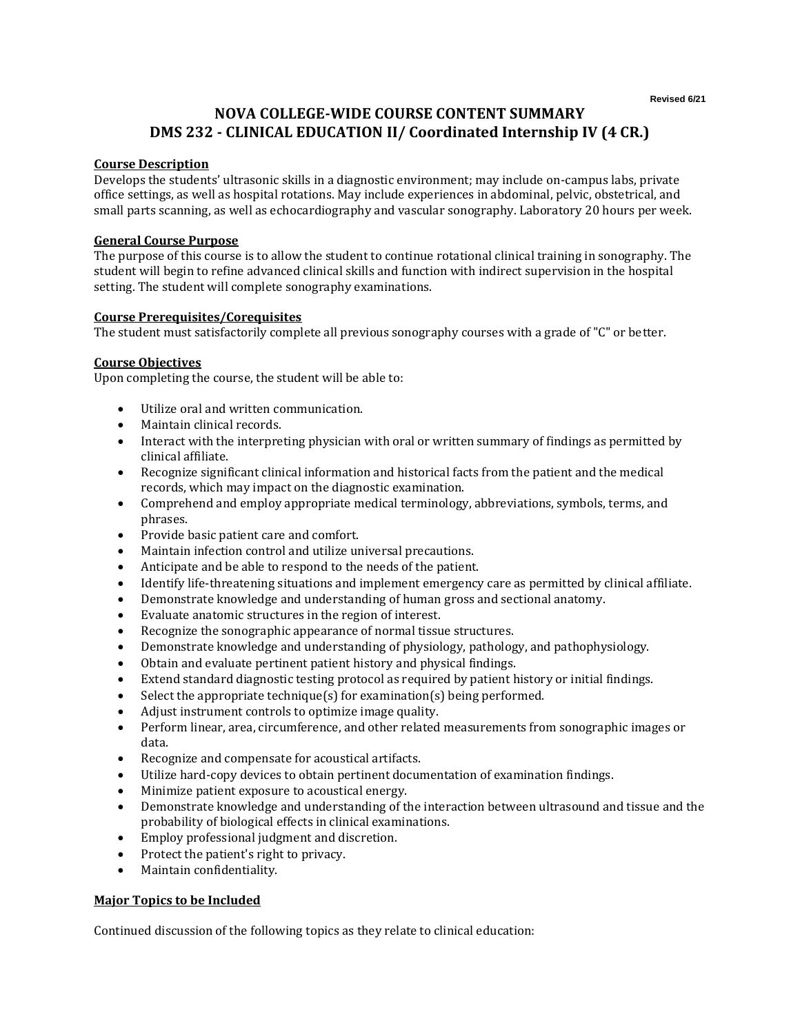Revised 6/21

# NOVA COLLEGE-WIDE COURSE CONTENT SUMMARY
# DMS 232 - CLINICAL EDUCATION II/ Coordinated Internship IV (4 CR.)

**Course Description**

Develops the students' ultrasonic skills in a diagnostic environment; may include on-campus labs, private office settings, as well as hospital rotations. May include experiences in abdominal, pelvic, obstetrical, and small parts scanning, as well as echocardiography and vascular sonography. Laboratory 20 hours per week.

**General Course Purpose**

The purpose of this course is to allow the student to continue rotational clinical training in sonography. The student will begin to refine advanced clinical skills and function with indirect supervision in the hospital setting. The student will complete sonography examinations.

**Course Prerequisites/Corequisites**

The student must satisfactorily complete all previous sonography courses with a grade of "C" or better.

**Course Objectives**

Upon completing the course, the student will be able to:

- Utilize oral and written communication.
- Maintain clinical records.
- Interact with the interpreting physician with oral or written summary of findings as permitted by clinical affiliate.
- Recognize significant clinical information and historical facts from the patient and the medical records, which may impact on the diagnostic examination.
- Comprehend and employ appropriate medical terminology, abbreviations, symbols, terms, and phrases.
- Provide basic patient care and comfort.
- Maintain infection control and utilize universal precautions.
- Anticipate and be able to respond to the needs of the patient.
- Identify life-threatening situations and implement emergency care as permitted by clinical affiliate.
- Demonstrate knowledge and understanding of human gross and sectional anatomy.
- Evaluate anatomic structures in the region of interest.
- Recognize the sonographic appearance of normal tissue structures.
- Demonstrate knowledge and understanding of physiology, pathology, and pathophysiology.
- Obtain and evaluate pertinent patient history and physical findings.
- Extend standard diagnostic testing protocol as required by patient history or initial findings.
- Select the appropriate technique(s) for examination(s) being performed.
- Adjust instrument controls to optimize image quality.
- Perform linear, area, circumference, and other related measurements from sonographic images or data.
- Recognize and compensate for acoustical artifacts.
- Utilize hard-copy devices to obtain pertinent documentation of examination findings.
- Minimize patient exposure to acoustical energy.
- Demonstrate knowledge and understanding of the interaction between ultrasound and tissue and the probability of biological effects in clinical examinations.
- Employ professional judgment and discretion.
- Protect the patient's right to privacy.
- Maintain confidentiality.

**Major Topics to be Included**

Continued discussion of the following topics as they relate to clinical education: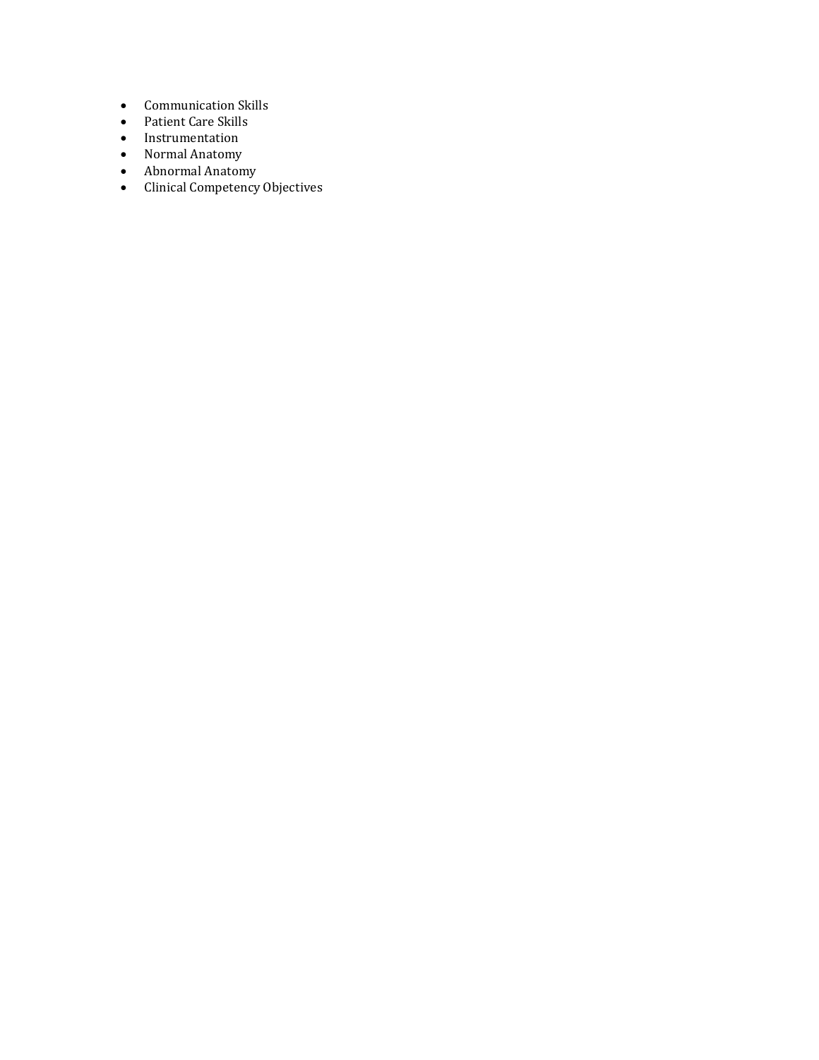- Communication Skills
- Patient Care Skills
- Instrumentation
- Normal Anatomy
- Abnormal Anatomy
- Clinical Competency Objectives